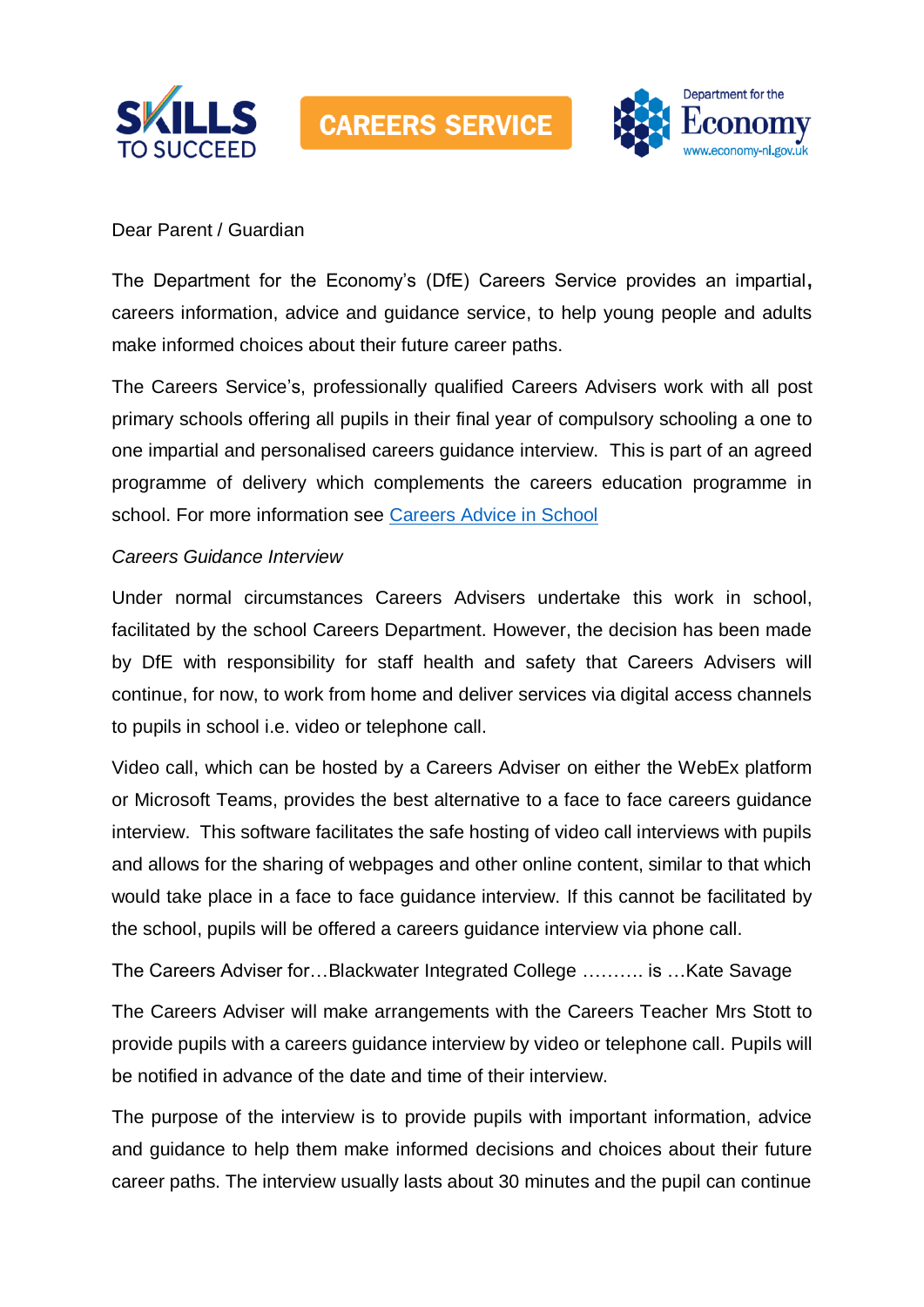SKILLS TO SUCCEED | CAREERS SERVICE | Department for the Economy www.economy-ni.gov.uk

Dear Parent / Guardian

The Department for the Economy's (DfE) Careers Service provides an impartial, careers information, advice and guidance service, to help young people and adults make informed choices about their future career paths.

The Careers Service's, professionally qualified Careers Advisers work with all post primary schools offering all pupils in their final year of compulsory schooling a one to one impartial and personalised careers guidance interview. This is part of an agreed programme of delivery which complements the careers education programme in school. For more information see [Careers Advice in School]

*Careers Guidance Interview*

Under normal circumstances Careers Advisers undertake this work in school, facilitated by the school Careers Department. However, the decision has been made by DfE with responsibility for staff health and safety that Careers Advisers will continue, for now, to work from home and deliver services via digital access channels to pupils in school i.e. video or telephone call.

Video call, which can be hosted by a Careers Adviser on either the WebEx platform or Microsoft Teams, provides the best alternative to a face to face careers guidance interview. This software facilitates the safe hosting of video call interviews with pupils and allows for the sharing of webpages and other online content, similar to that which would take place in a face to face guidance interview. If this cannot be facilitated by the school, pupils will be offered a careers guidance interview via phone call.

The Careers Adviser for…Blackwater Integrated College ………. is …Kate Savage

The Careers Adviser will make arrangements with the Careers Teacher Mrs Stott to provide pupils with a careers guidance interview by video or telephone call. Pupils will be notified in advance of the date and time of their interview.

The purpose of the interview is to provide pupils with important information, advice and guidance to help them make informed decisions and choices about their future career paths. The interview usually lasts about 30 minutes and the pupil can continue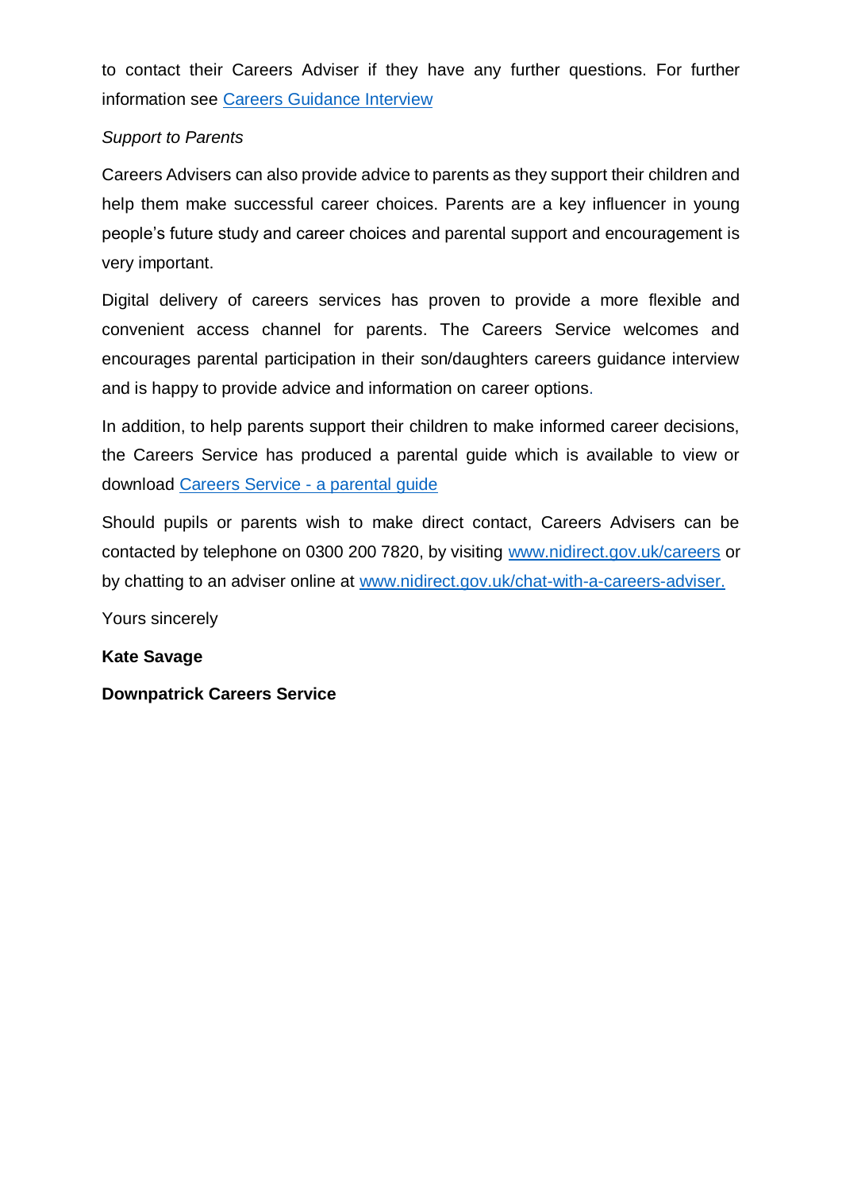to contact their Careers Adviser if they have any further questions. For further information see [Careers Guidance Interview]()

*Support to Parents*

Careers Advisers can also provide advice to parents as they support their children and help them make successful career choices. Parents are a key influencer in young people's future study and career choices and parental support and encouragement is very important.

Digital delivery of careers services has proven to provide a more flexible and convenient access channel for parents. The Careers Service welcomes and encourages parental participation in their son/daughters careers guidance interview and is happy to provide advice and information on career options.

In addition, to help parents support their children to make informed career decisions, the Careers Service has produced a parental guide which is available to view or download [Careers Service - a parental guide]()

Should pupils or parents wish to make direct contact, Careers Advisers can be contacted by telephone on 0300 200 7820, by visiting [www.nidirect.gov.uk/careers]() or by chatting to an adviser online at [www.nidirect.gov.uk/chat-with-a-careers-adviser.]()

Yours sincerely

**Kate Savage**

**Downpatrick Careers Service**